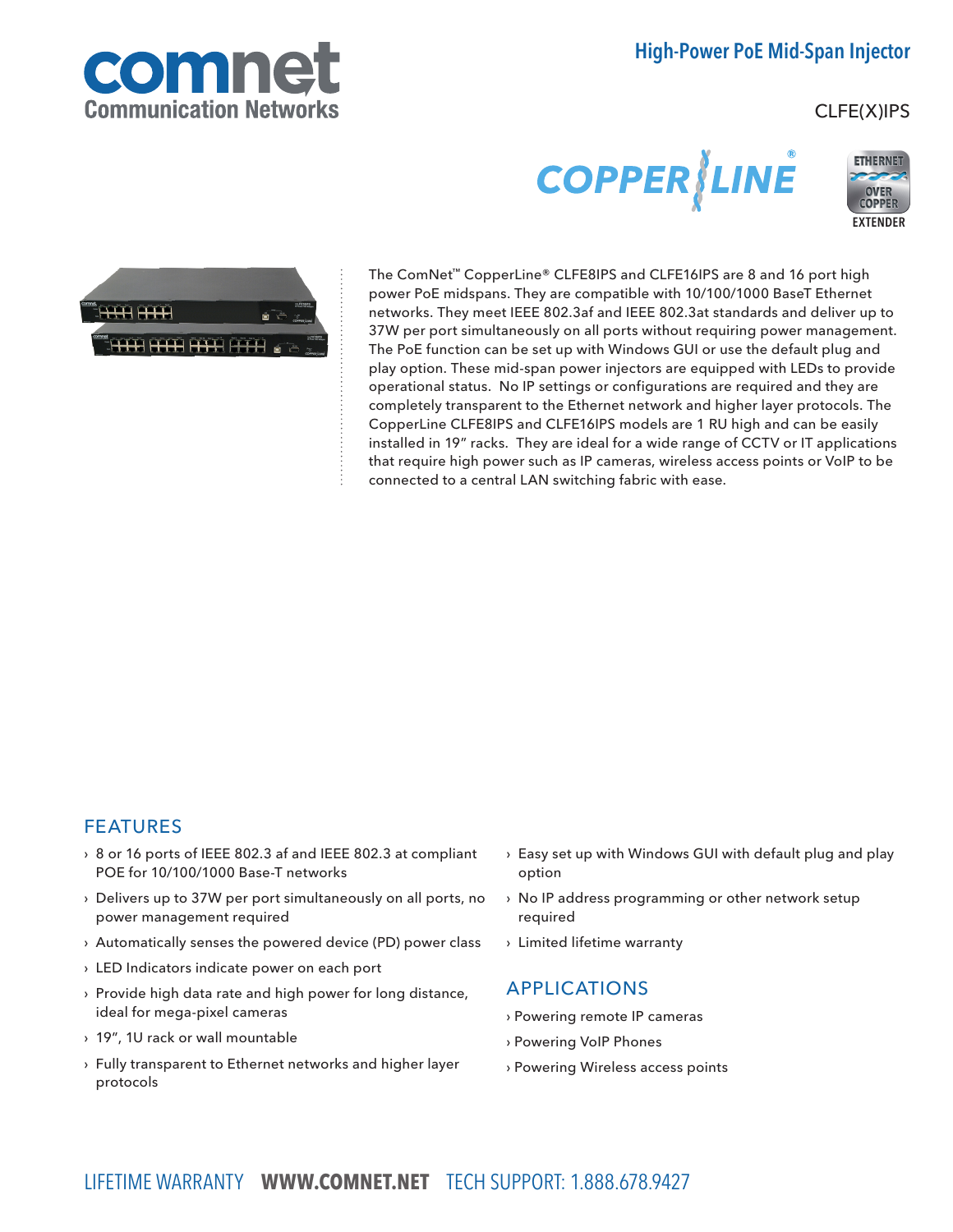# High-Power PoE Mid-Span Injector

CLFE(X)IPS

COPPERLINE®

ETHERNET OVER COPPER EXTENDER

The ComNet™ CopperLine® CLFE8IPS and CLFE16IPS are 8 and 16 port high power PoE midspans. They are compatible with 10/100/1000 BaseT Ethernet networks. They meet IEEE 802.3af and IEEE 802.3at standards and deliver up to 37W per port simultaneously on all ports without requiring power management. The PoE function can be set up with Windows GUI or use the default plug and play option. These mid-span power injectors are equipped with LEDs to provide operational status. No IP settings or configurations are required and they are completely transparent to the Ethernet network and higher layer protocols. The CopperLine CLFE8IPS and CLFE16IPS models are 1 RU high and can be easily installed in 19" racks. They are ideal for a wide range of CCTV or IT applications that require high power such as IP cameras, wireless access points or VoIP to be connected to a central LAN switching fabric with ease.

## FEATURES

- 8 or 16 ports of IEEE 802.3 af and IEEE 802.3 at compliant POE for 10/100/1000 Base-T networks
- Delivers up to 37W per port simultaneously on all ports, no power management required
- Automatically senses the powered device (PD) power class
- LED Indicators indicate power on each port
- Provide high data rate and high power for long distance, ideal for mega-pixel cameras
- 19", 1U rack or wall mountable
- Fully transparent to Ethernet networks and higher layer protocols
- Easy set up with Windows GUI with default plug and play option
- No IP address programming or other network setup required
- Limited lifetime warranty

## APPLICATIONS

- Powering remote IP cameras
- Powering VoIP Phones
- Powering Wireless access points

LIFETIME WARRANTY **WWW.COMNET.NET** TECH SUPPORT: 1.888.678.9427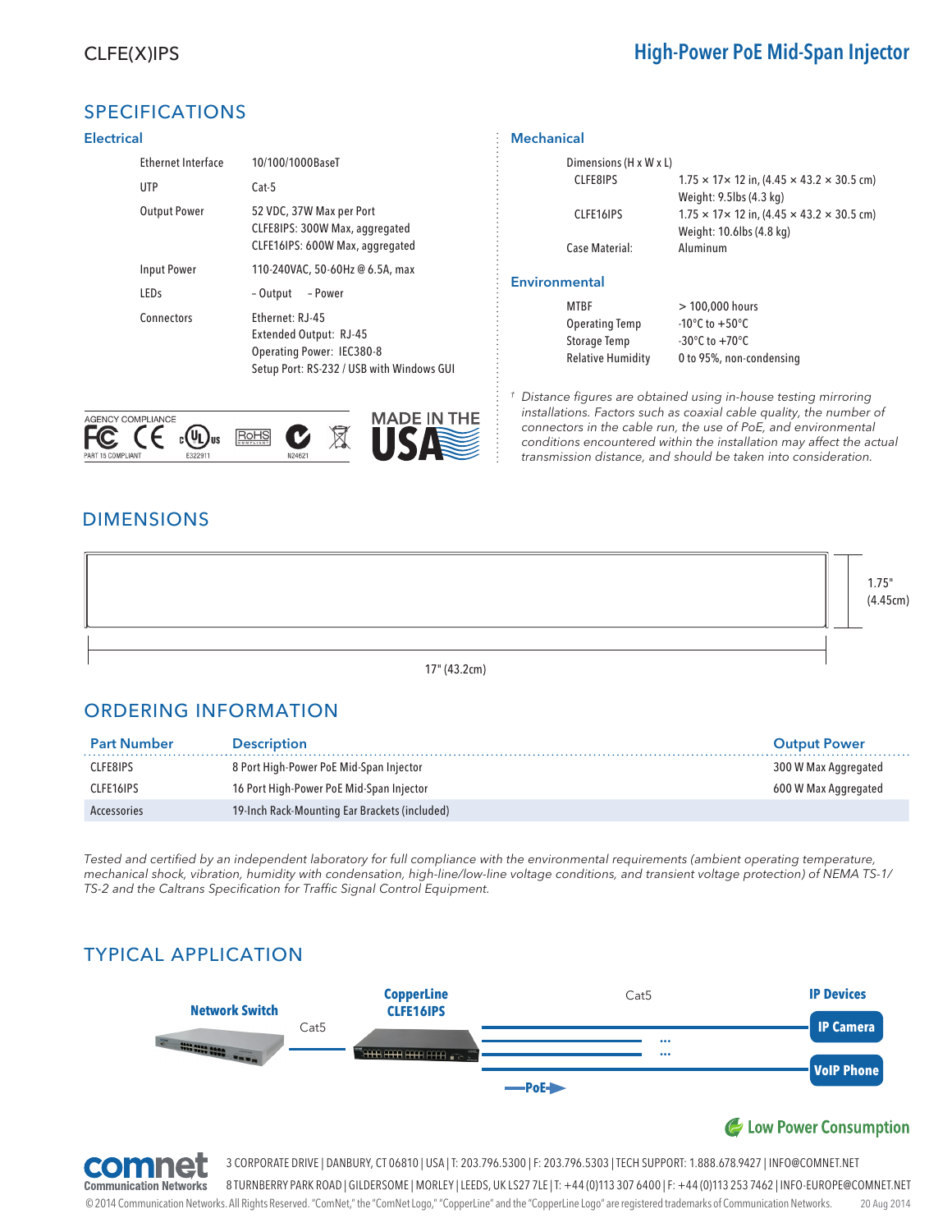## SPECIFICATIONS

### Electrical

| | |
|---|---|
| Ethernet Interface | 10/100/1000BaseT |
| UTP | Cat-5 |
| Output Power | 52 VDC, 37W Max per Port<br>CLFE8IPS: 300W Max, aggregated<br>CLFE16IPS: 600W Max, aggregated |
| Input Power | 110-240VAC, 50-60Hz @ 6.5A, max |
| LEDs | - Output - Power |
| Connectors | Ethernet: RJ-45<br>Extended Output: RJ-45<br>Operating Power: IEC380-8<br>Setup Port: RS-232 / USB with Windows GUI |

AGENCY COMPLIANCE

PART 15 COMPLIANT E322911 N24621

MADE IN THE USA

### Mechanical

| | |
|---|---|
| Dimensions (H x W x L) | |
| CLFE8IPS | 1.75 × 17× 12 in, (4.45 × 43.2 × 30.5 cm)<br>Weight: 9.5lbs (4.3 kg) |
| CLFE16IPS | 1.75 × 17× 12 in, (4.45 × 43.2 × 30.5 cm)<br>Weight: 10.6lbs (4.8 kg) |
| Case Material: | Aluminum |

### Environmental

| | |
|---|---|
| MTBF | > 100,000 hours |
| Operating Temp | -10°C to +50°C |
| Storage Temp | -30°C to +70°C |
| Relative Humidity | 0 to 95%, non-condensing |

† *Distance figures are obtained using in-house testing mirroring installations. Factors such as coaxial cable quality, the number of connectors in the cable run, the use of PoE, and environmental conditions encountered within the installation may affect the actual transmission distance, and should be taken into consideration.*

## DIMENSIONS

1.75" (4.45cm)

17" (43.2cm)

## ORDERING INFORMATION

| Part Number | Description | Output Power |
|---|---|---|
| CLFE8IPS | 8 Port High-Power PoE Mid-Span Injector | 300 W Max Aggregated |
| CLFE16IPS | 16 Port High-Power PoE Mid-Span Injector | 600 W Max Aggregated |
| Accessories | 19-Inch Rack-Mounting Ear Brackets (included) | |

*Tested and certified by an independent laboratory for full compliance with the environmental requirements (ambient operating temperature, mechanical shock, vibration, humidity with condensation, high-line/low-line voltage conditions, and transient voltage protection) of NEMA TS-1/ TS-2 and the Caltrans Specification for Traffic Signal Control Equipment.*

## TYPICAL APPLICATION

Network Switch

Cat5

CopperLine CLFE16IPS

Cat5

IP Devices

IP Camera

VoIP Phone

PoE

Low Power Consumption

3 CORPORATE DRIVE | DANBURY, CT 06810 | USA | T: 203.796.5300 | F: 203.796.5303 | TECH SUPPORT: 1.888.678.9427 | INFO@COMNET.NET

8 TURNBERRY PARK ROAD | GILDERSOME | MORLEY | LEEDS, UK LS27 7LE | T: +44 (0)113 307 6400 | F: +44 (0)113 253 7462 | INFO-EUROPE@COMNET.NET

© 2014 Communication Networks. All Rights Reserved. "ComNet," the "ComNet Logo," "CopperLine" and the "CopperLine Logo" are registered trademarks of Communication Networks. 20 Aug 2014